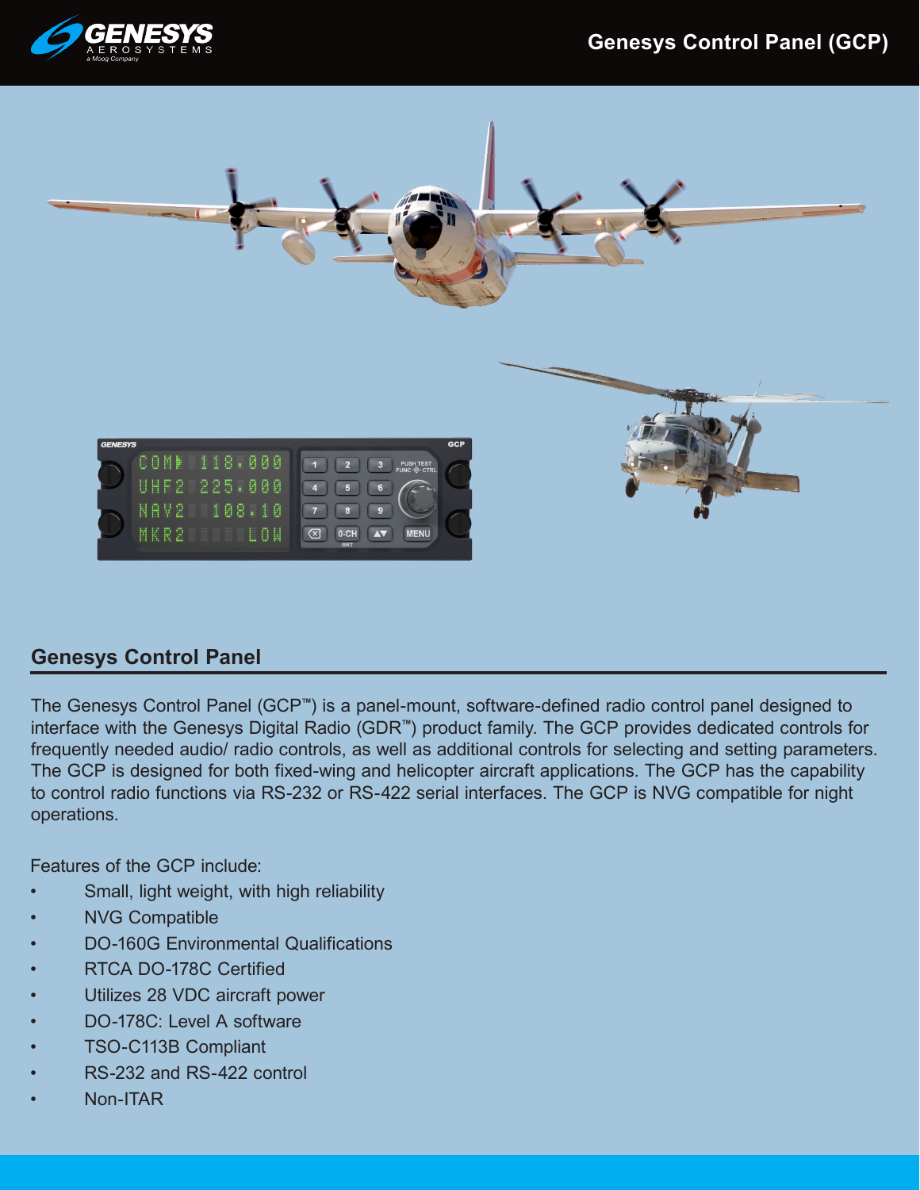## Genesys Control Panel

The Genesys Control Panel (GCP™) is a panel-mount, software-defined radio control panel designed to interface with the Genesys Digital Radio (GDR™) product family. The GCP provides dedicated controls for frequently needed audio/ radio controls, as well as additional controls for selecting and setting parameters. The GCP is designed for both fixed-wing and helicopter aircraft applications. The GCP has the capability to control radio functions via RS-232 or RS-422 serial interfaces. The GCP is NVG compatible for night operations.

Features of the GCP include:

- Small, light weight, with high reliability
- NVG Compatible
- DO-160G Environmental Qualifications
- RTCA DO-178C Certified
- Utilizes 28 VDC aircraft power
- DO-178C: Level A software
- TSO-C113B Compliant
- RS-232 and RS-422 control
- Non-ITAR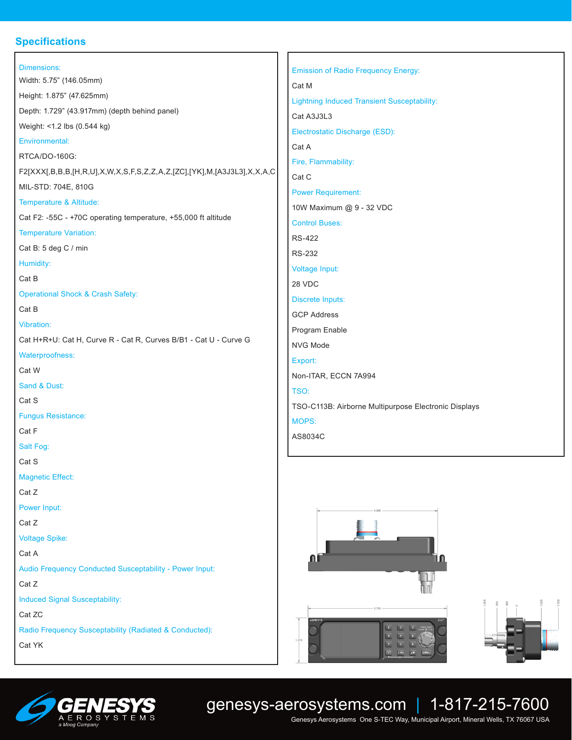## Specifications

**Dimensions:**
Width: 5.75" (146.05mm)
Height: 1.875" (47.625mm)
Depth: 1.729" (43.917mm) (depth behind panel)
Weight: <1.2 lbs (0.544 kg)

**Environmental:**
RTCA/DO-160G:
F2[XXX[,B,B,B,[H,R,U],X,W,X,S,F,S,Z,Z,A,Z,[ZC],[YK],M,[A3J3L3],X,X,A,C
MIL-STD: 704E, 810G

**Temperature & Altitude:**
Cat F2: -55C - +70C operating temperature, +55,000 ft altitude

**Temperature Variation:**
Cat B: 5 deg C / min

**Humidity:**
Cat B

**Operational Shock & Crash Safety:**
Cat B

**Vibration:**
Cat H+R+U: Cat H, Curve R - Cat R, Curves B/B1 - Cat U - Curve G

**Waterproofness:**
Cat W

**Sand & Dust:**
Cat S

**Fungus Resistance:**
Cat F

**Salt Fog:**
Cat S

**Magnetic Effect:**
Cat Z

**Power Input:**
Cat Z

**Voltage Spike:**
Cat A

**Audio Frequency Conducted Susceptability - Power Input:**
Cat Z

**Induced Signal Susceptability:**
Cat ZC

**Radio Frequency Susceptability (Radiated & Conducted):**
Cat YK

**Emission of Radio Frequency Energy:**
Cat M

**Lightning Induced Transient Susceptability:**
Cat A3J3L3

**Electrostatic Discharge (ESD):**
Cat A

**Fire, Flammability:**
Cat C

**Power Requirement:**
10W Maximum @ 9 - 32 VDC

**Control Buses:**
RS-422
RS-232

**Voltage Input:**
28 VDC

**Discrete Inputs:**
GCP Address
Program Enable
NVG Mode

**Export:**
Non-ITAR, ECCN 7A994

**TSO:**
TSO-C113B: Airborne Multipurpose Electronic Displays

**MOPS:**
AS8034C

genesys-aerosystems.com | 1-817-215-7600

Genesys Aerosystems One S-TEC Way, Municipal Airport, Mineral Wells, TX 76067 USA